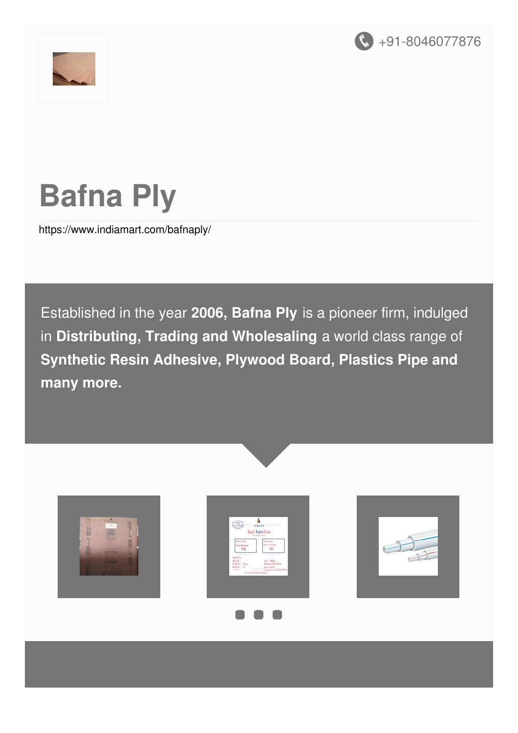+91-8046077876

# Bafna Ply

https://www.indiamart.com/bafnaply/

Established in the year **2006, Bafna Ply** is a pioneer firm, indulged in **Distributing, Trading and Wholesaling** a world class range of **Synthetic Resin Adhesive, Plywood Board, Plastics Pipe and many more.**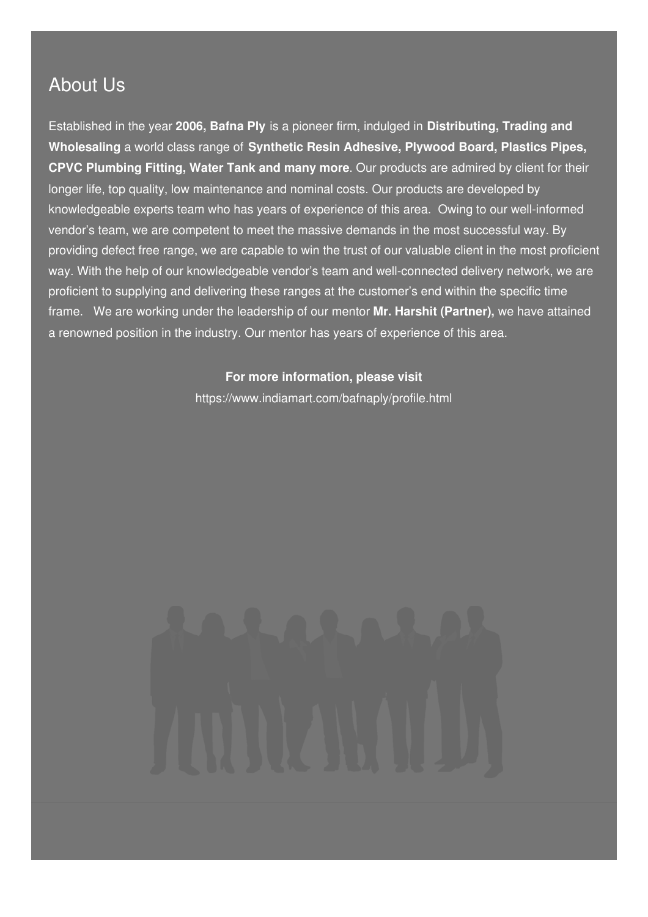## About Us

Established in the year **2006, Bafna Ply** is a pioneer firm, indulged in **Distributing, Trading and Wholesaling** a world class range of **Synthetic Resin Adhesive, Plywood Board, Plastics Pipes, CPVC Plumbing Fitting, Water Tank and many more**. Our products are admired by client for their longer life, top quality, low maintenance and nominal costs. Our products are developed by knowledgeable experts team who has years of experience of this area. Owing to our well-informed vendor's team, we are competent to meet the massive demands in the most successful way. By providing defect free range, we are capable to win the trust of our valuable client in the most proficient way. With the help of our knowledgeable vendor's team and well-connected delivery network, we are proficient to supplying and delivering these ranges at the customer's end within the specific time frame. We are working under the leadership of our mentor **Mr. Harshit (Partner),** we have attained a renowned position in the industry. Our mentor has years of experience of this area.

**For more information, please visit**

https://www.indiamart.com/bafnaply/profile.html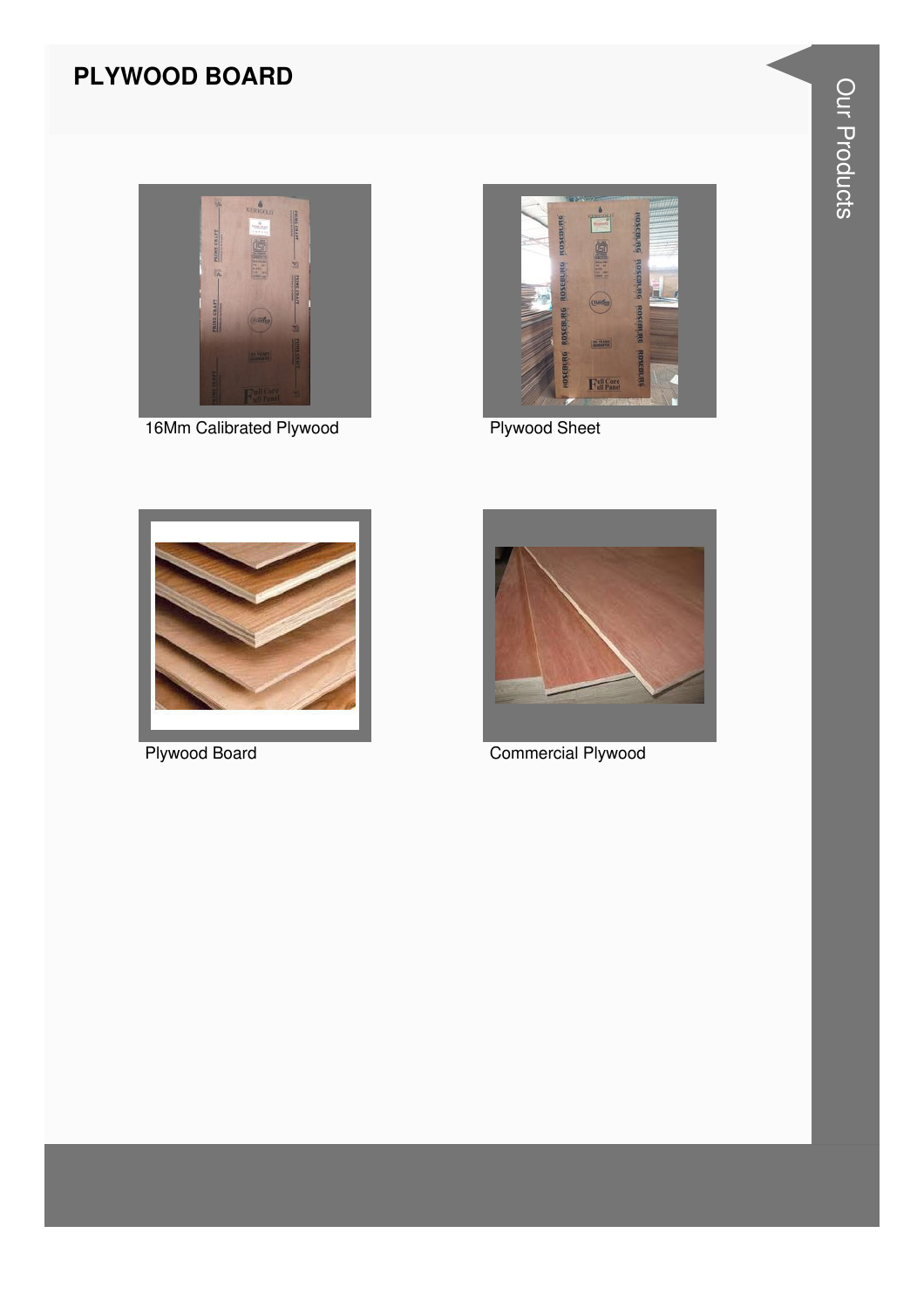# PLYWOOD BOARD

16Mm Calibrated Plywood

Plywood Sheet

Plywood Board

Commercial Plywood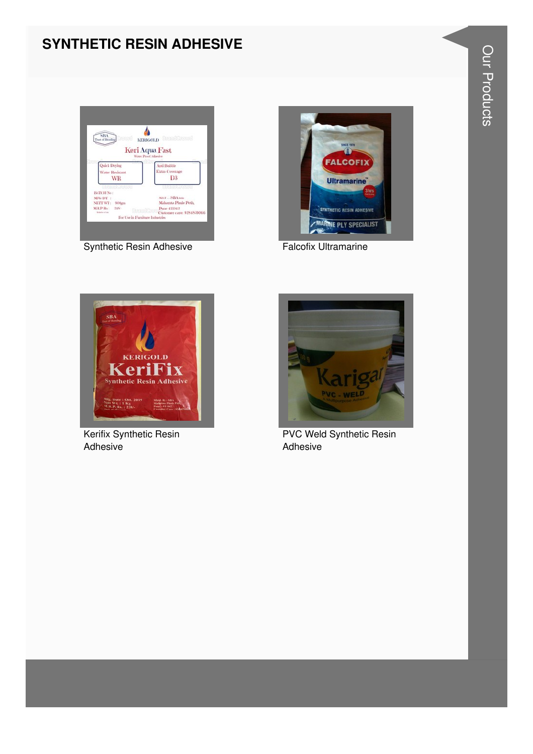# SYNTHETIC RESIN ADHESIVE

Synthetic Resin Adhesive

Falcofix Ultramarine

Kerifix Synthetic Resin Adhesive

PVC Weld Synthetic Resin Adhesive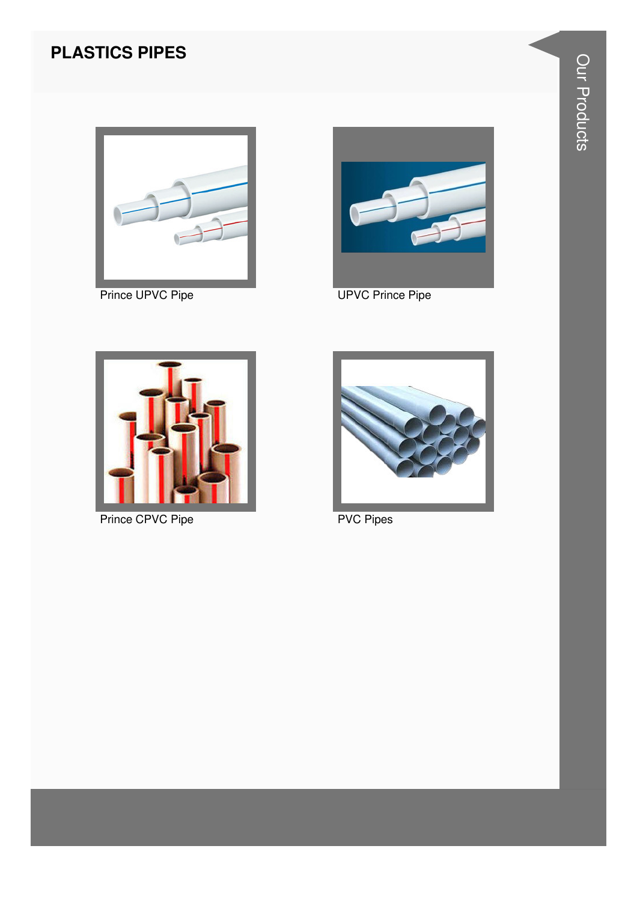# PLASTICS PIPES

Prince UPVC Pipe

UPVC Prince Pipe

Prince CPVC Pipe

PVC Pipes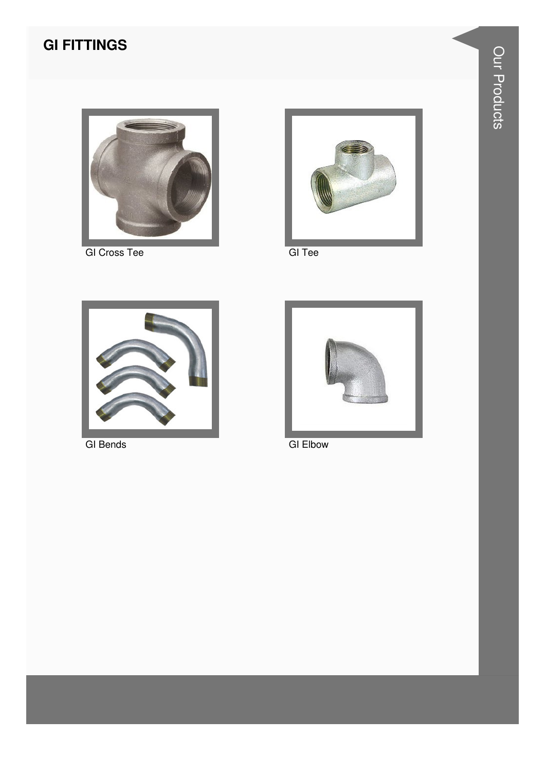## GI FITTINGS

GI Cross Tee

GI Tee

GI Bends

GI Elbow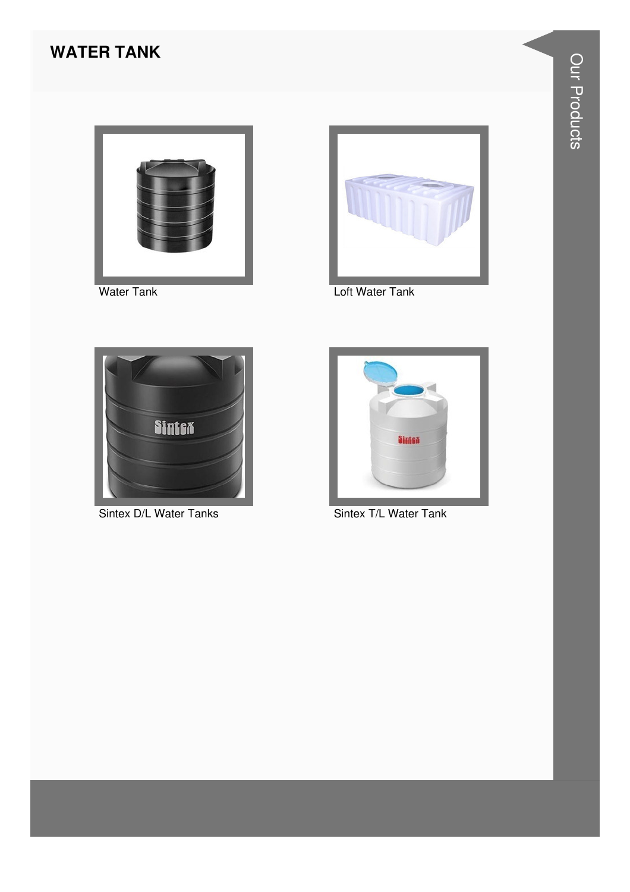## WATER TANK

Water Tank

Loft Water Tank

Sintex D/L Water Tanks

Sintex T/L Water Tank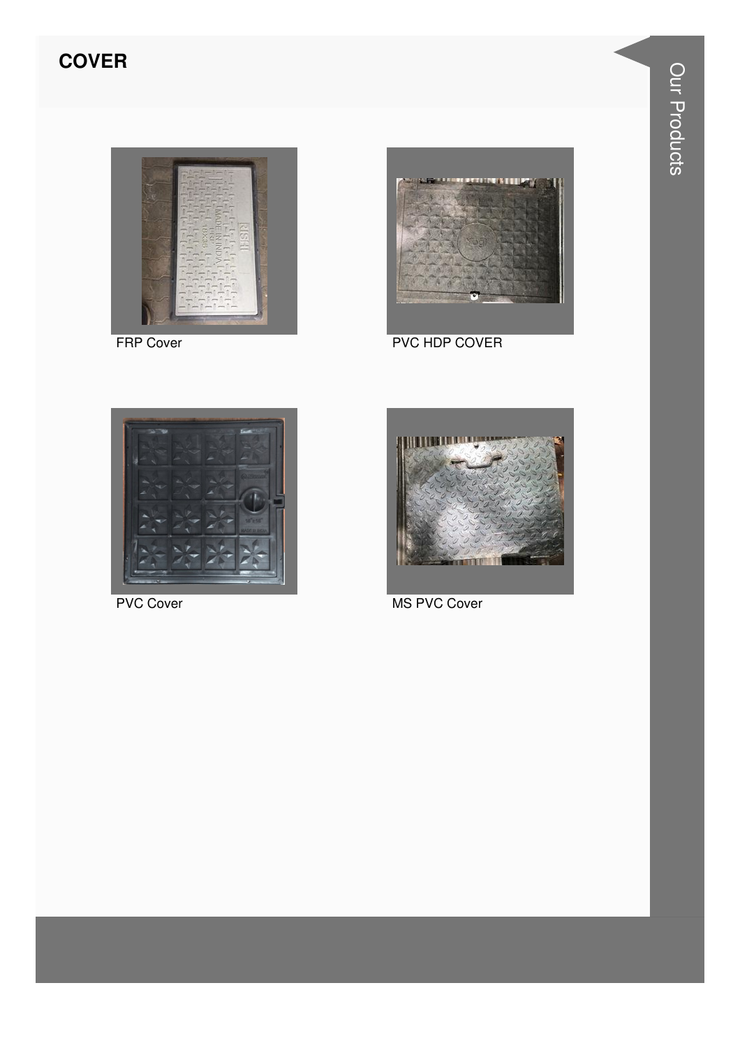## COVER

FRP Cover

PVC HDP COVER

PVC Cover

MS PVC Cover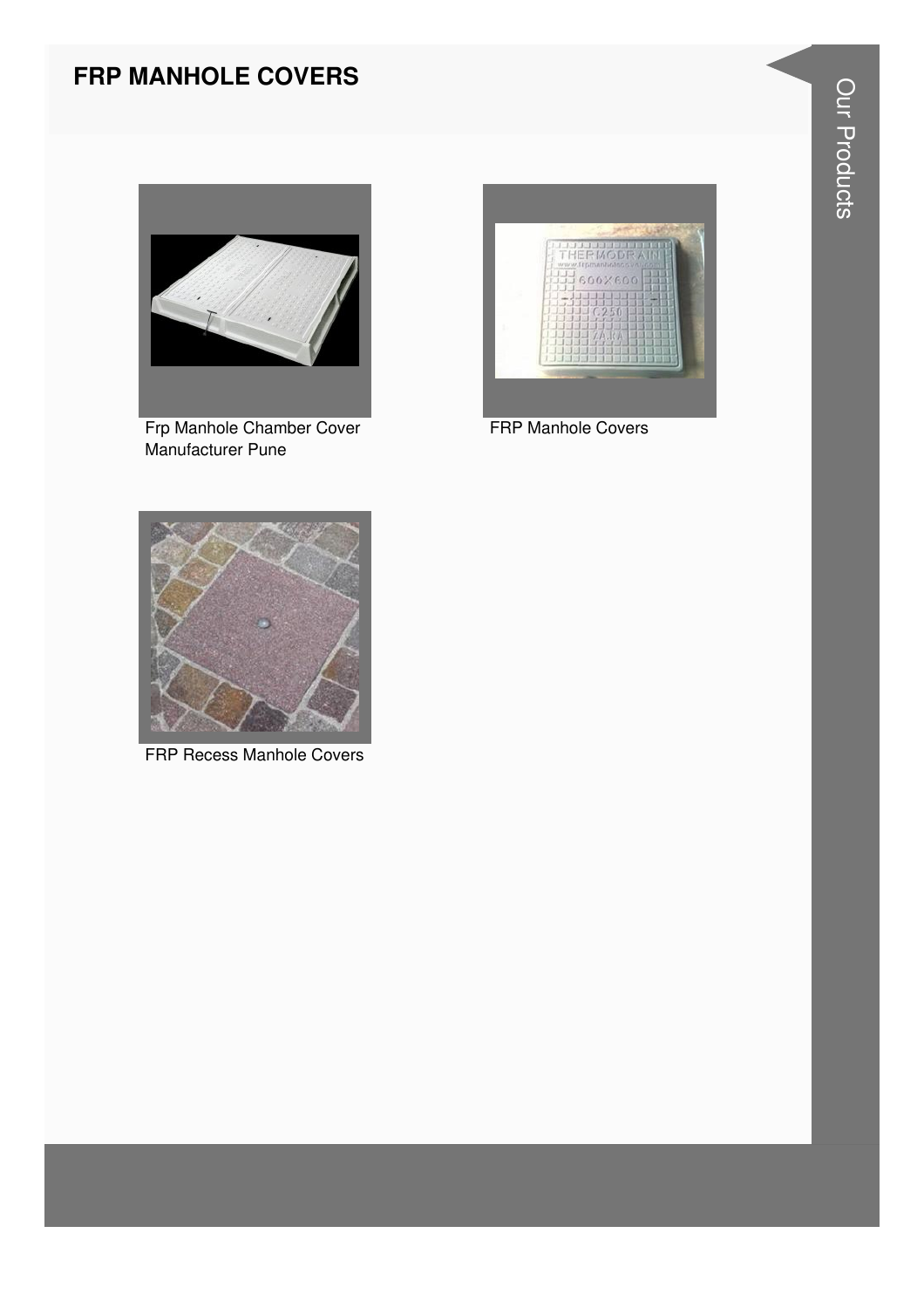# FRP MANHOLE COVERS

Frp Manhole Chamber Cover Manufacturer Pune

FRP Manhole Covers

FRP Recess Manhole Covers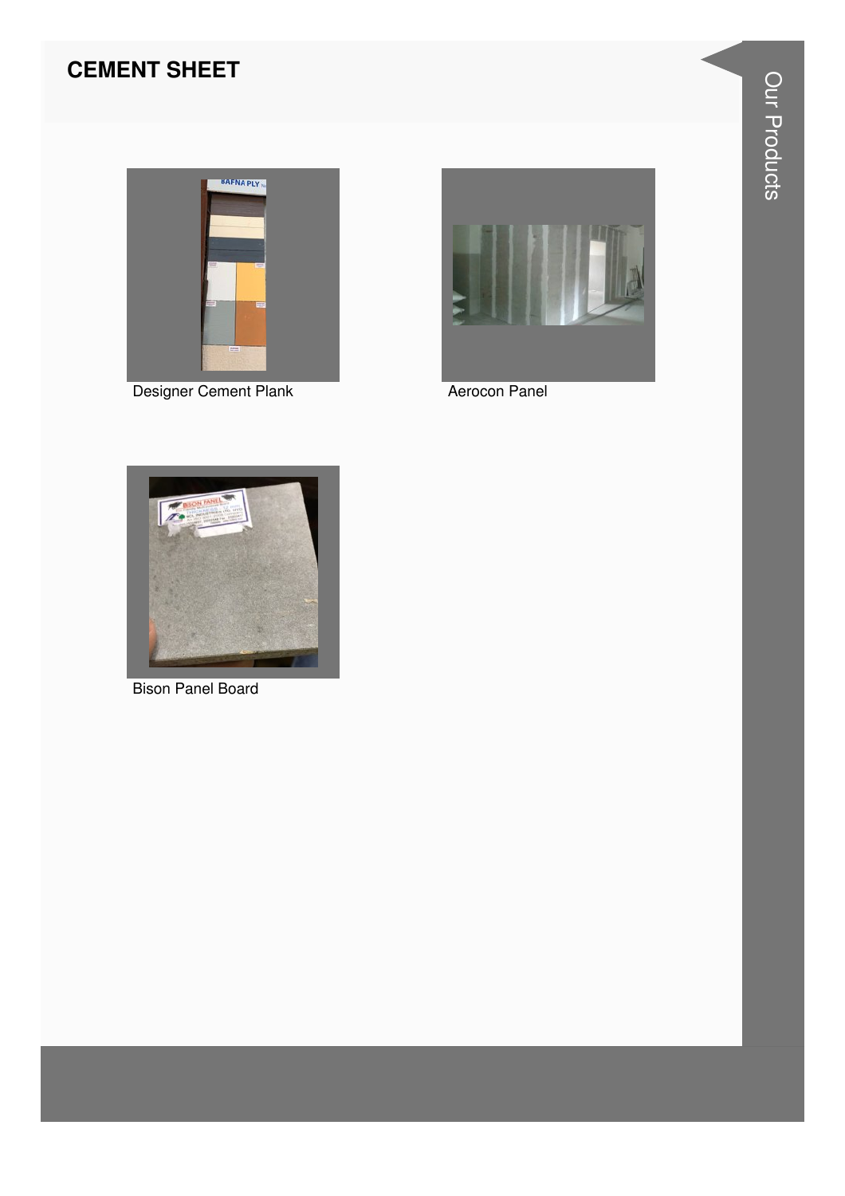# CEMENT SHEET

Designer Cement Plank

Aerocon Panel

Bison Panel Board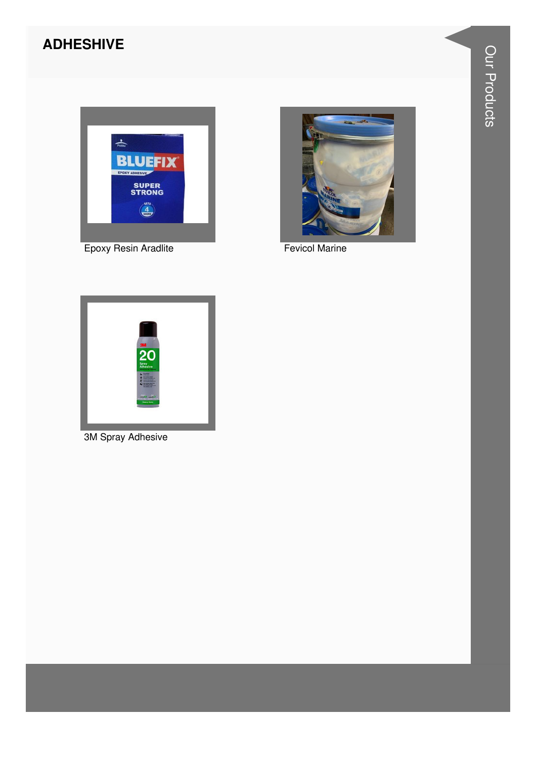## ADHESHIVE

Epoxy Resin Aradlite

Fevicol Marine

3M Spray Adhesive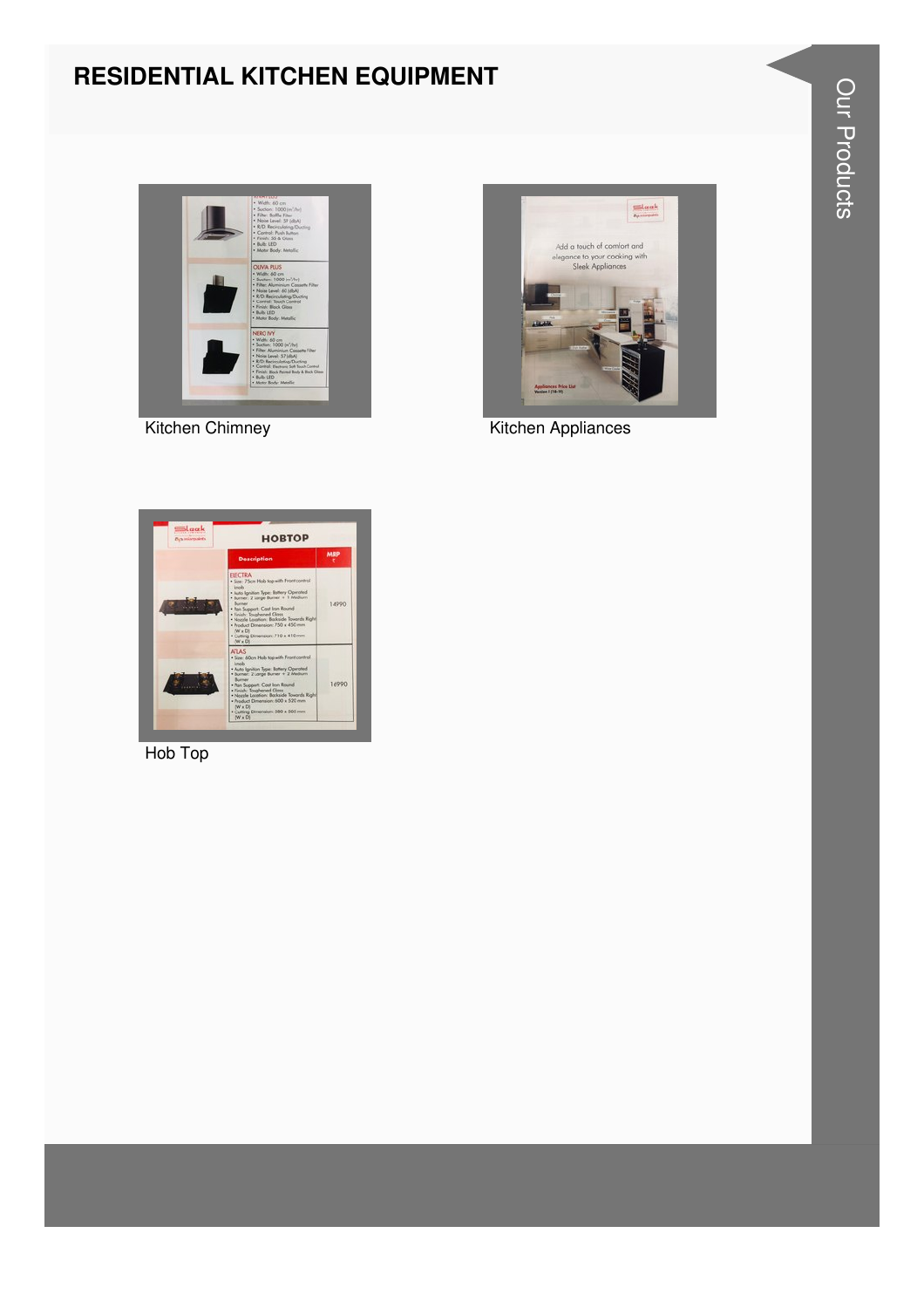# RESIDENTIAL KITCHEN EQUIPMENT

Kitchen Chimney

Kitchen Appliances

Hob Top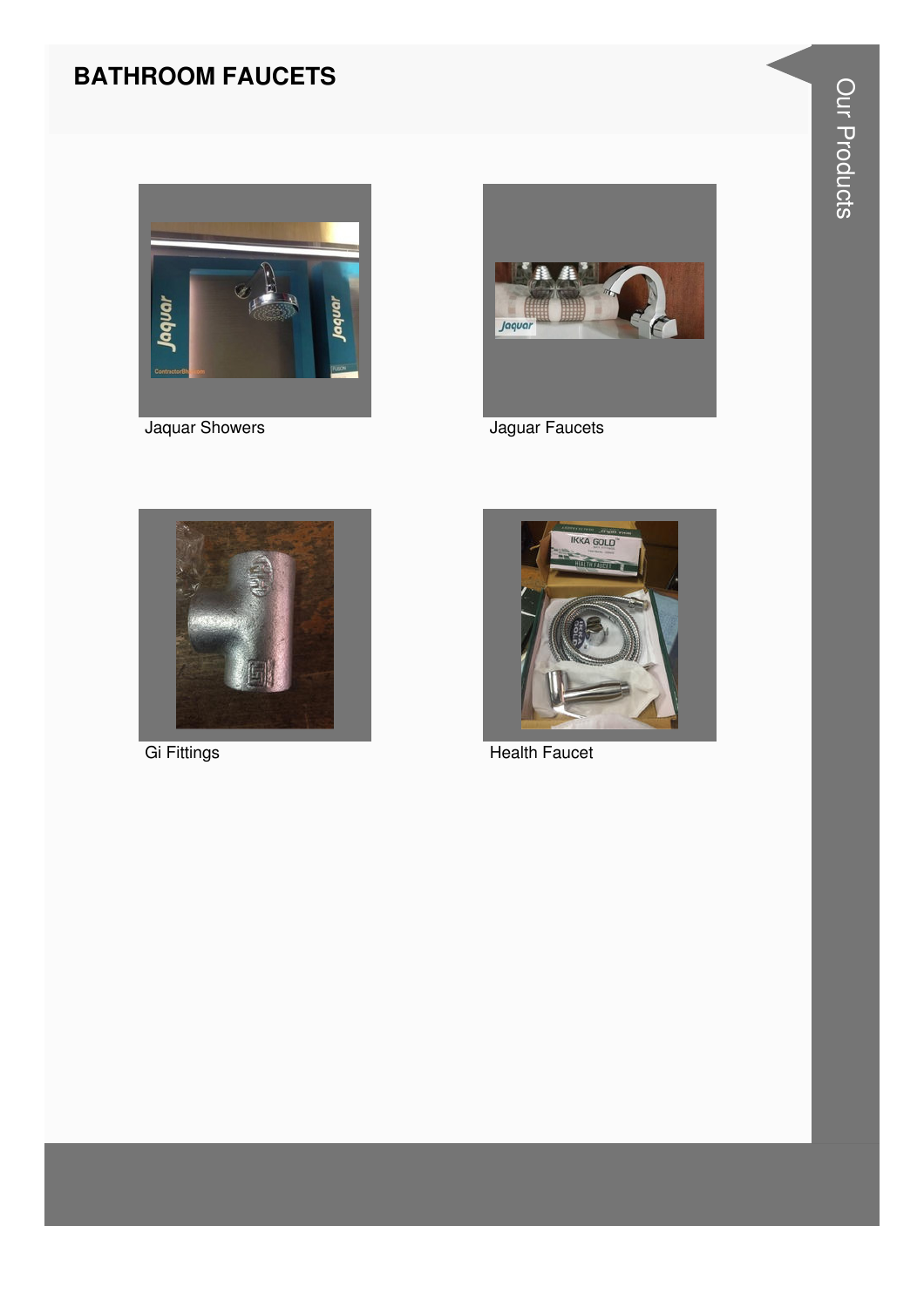# BATHROOM FAUCETS

Jaquar Showers

Jaguar Faucets

Gi Fittings

Health Faucet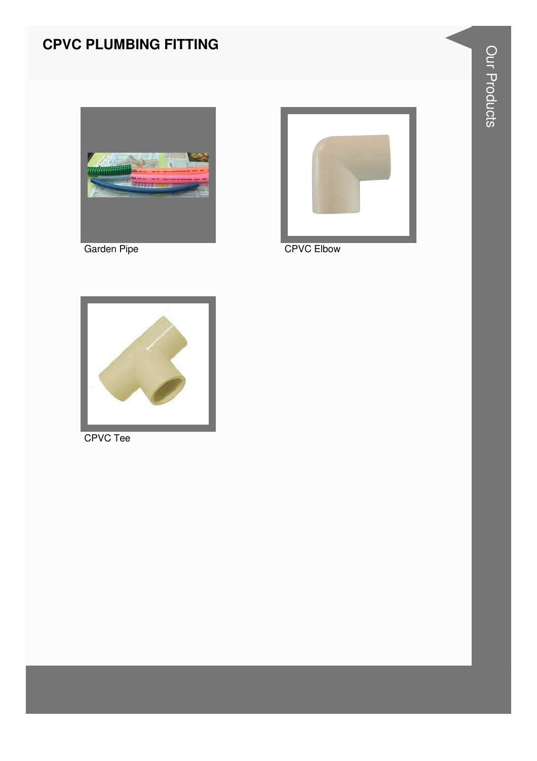## CPVC PLUMBING FITTING

Garden Pipe

CPVC Elbow

CPVC Tee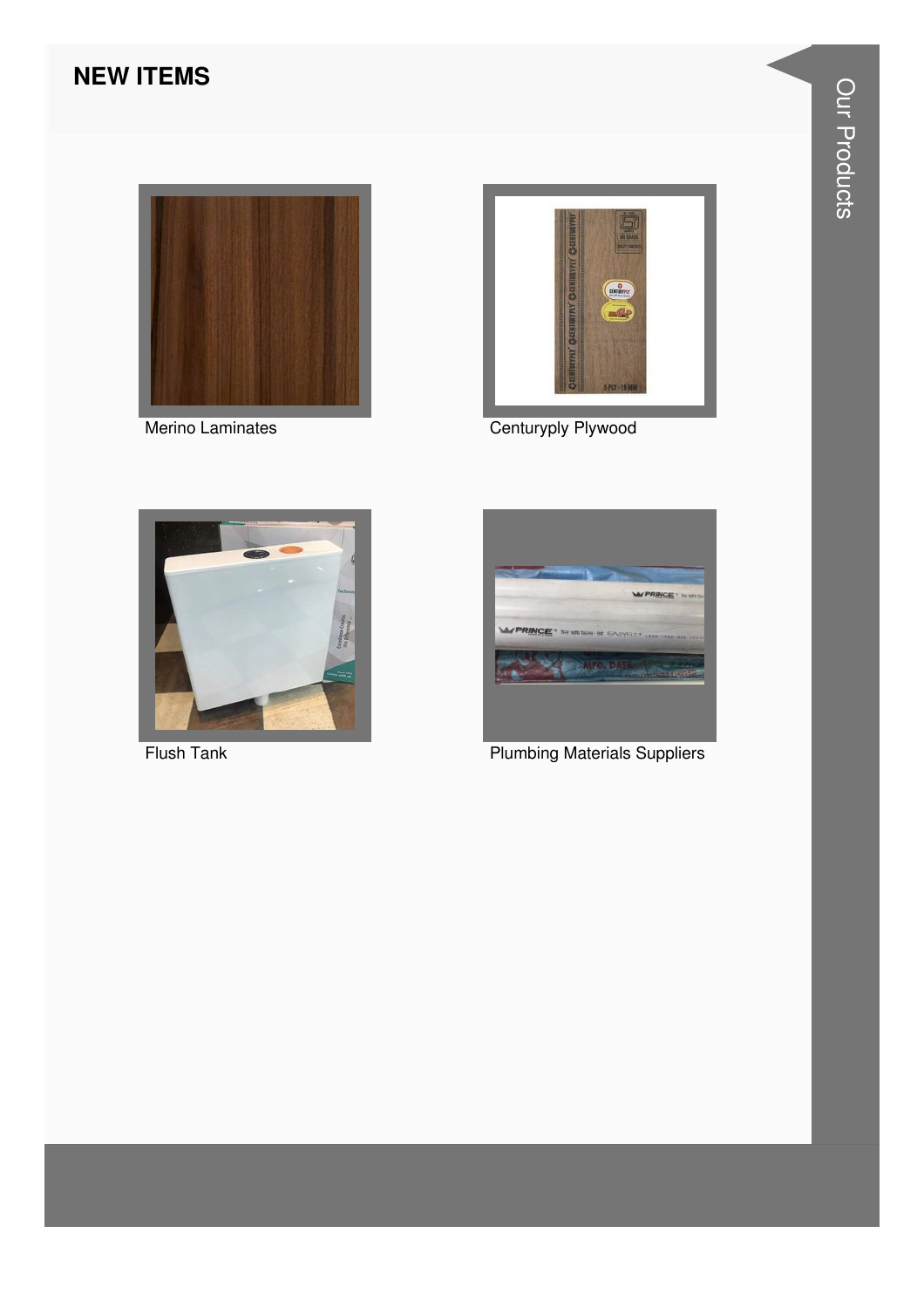## NEW ITEMS

Merino Laminates

Centuryply Plywood

Flush Tank

Plumbing Materials Suppliers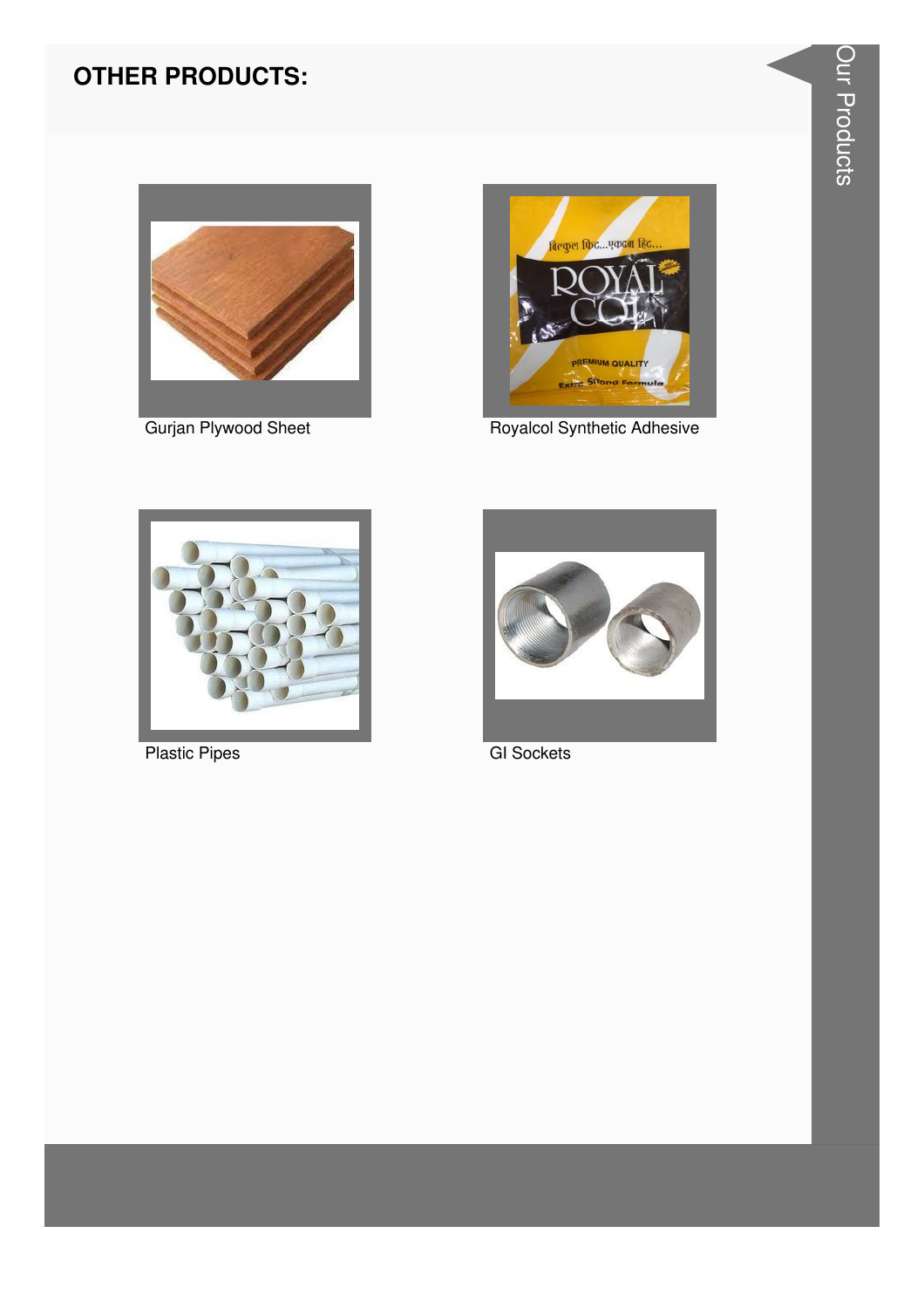## OTHER PRODUCTS:

Gurjan Plywood Sheet

Royalcol Synthetic Adhesive

Plastic Pipes

GI Sockets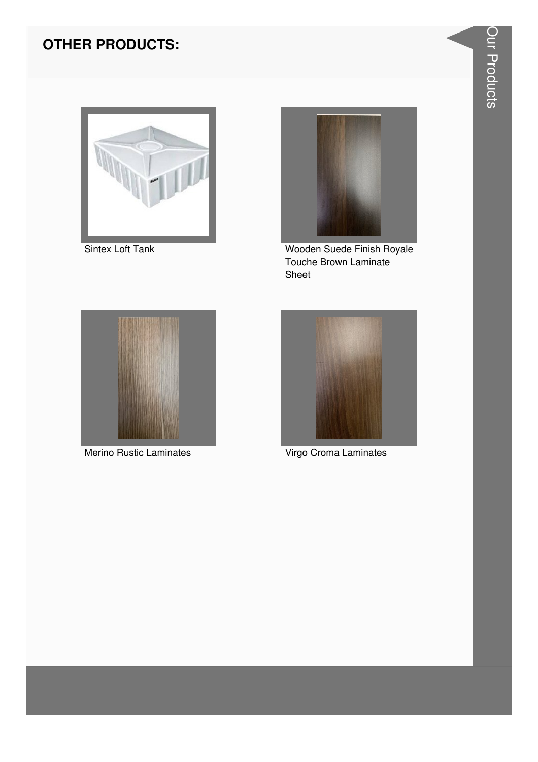## OTHER PRODUCTS:

Sintex Loft Tank

Wooden Suede Finish Royale Touche Brown Laminate Sheet

Merino Rustic Laminates

Virgo Croma Laminates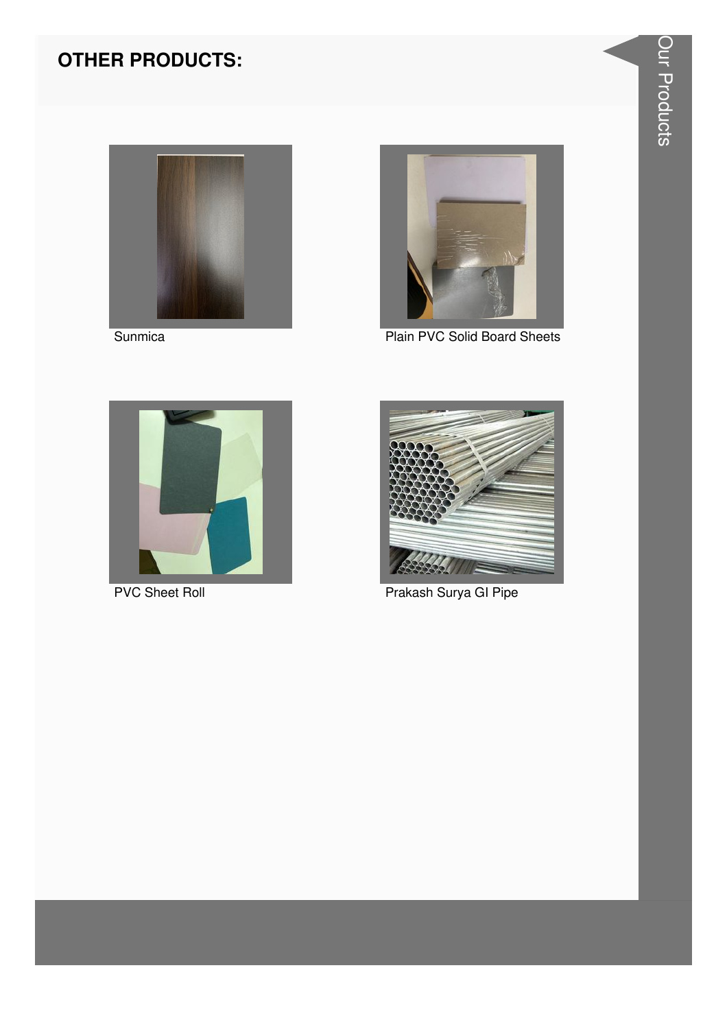## OTHER PRODUCTS:

Sunmica

Plain PVC Solid Board Sheets

PVC Sheet Roll

Prakash Surya GI Pipe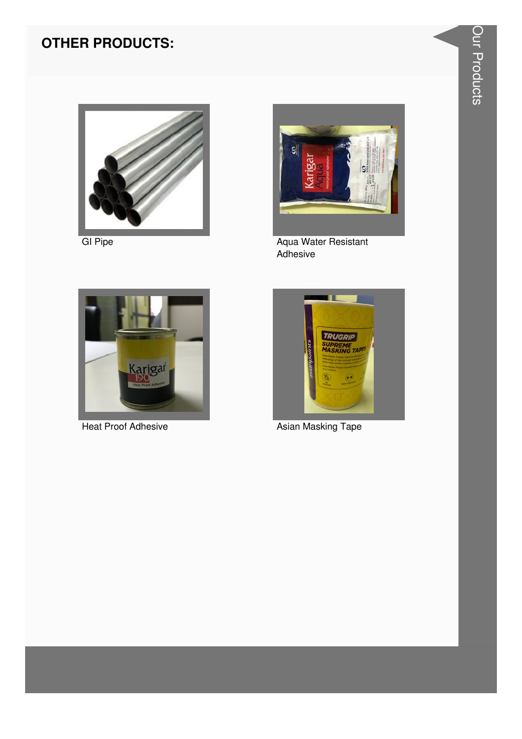## OTHER PRODUCTS:

GI Pipe

Aqua Water Resistant Adhesive

Heat Proof Adhesive

Asian Masking Tape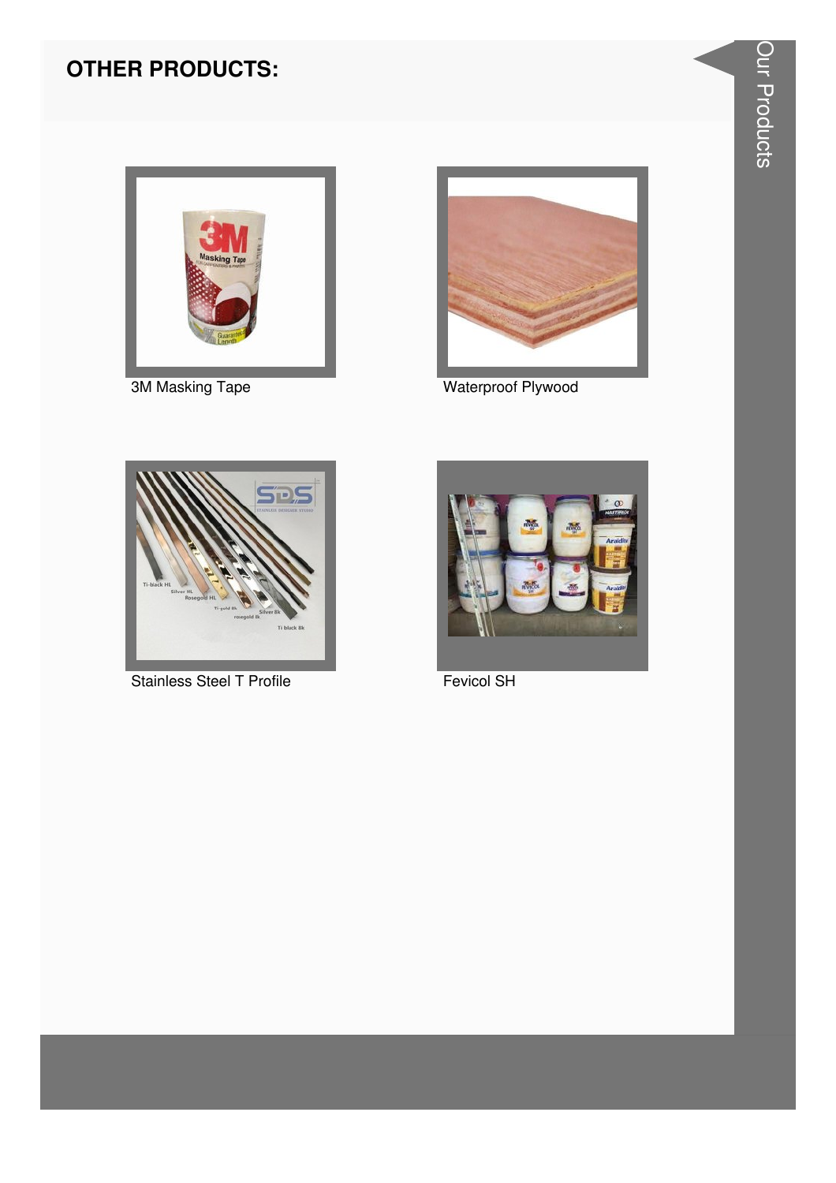## OTHER PRODUCTS:

3M Masking Tape

Waterproof Plywood

Stainless Steel T Profile

Fevicol SH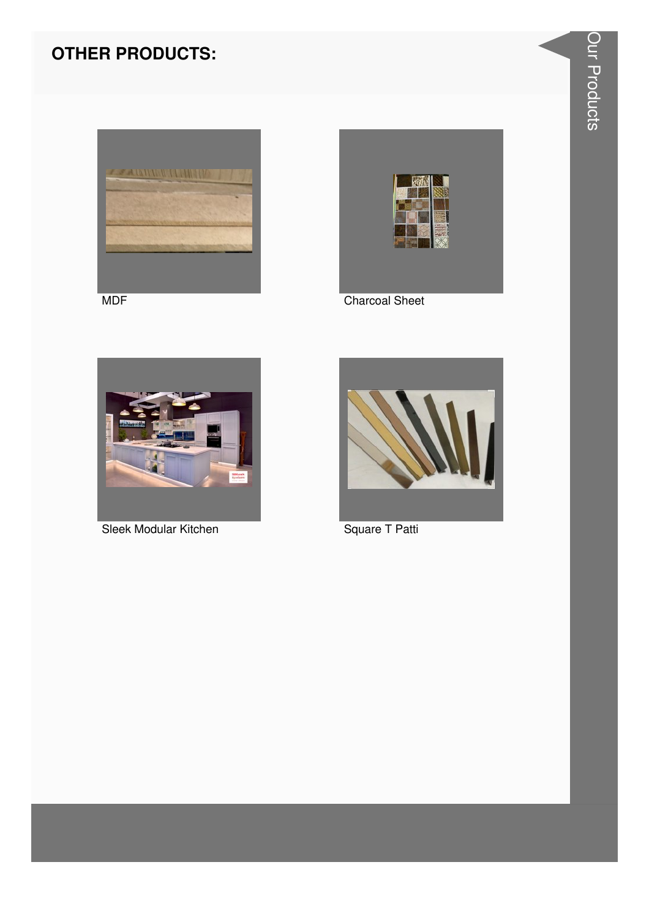## OTHER PRODUCTS:

MDF

Charcoal Sheet

Sleek Modular Kitchen

Square T Patti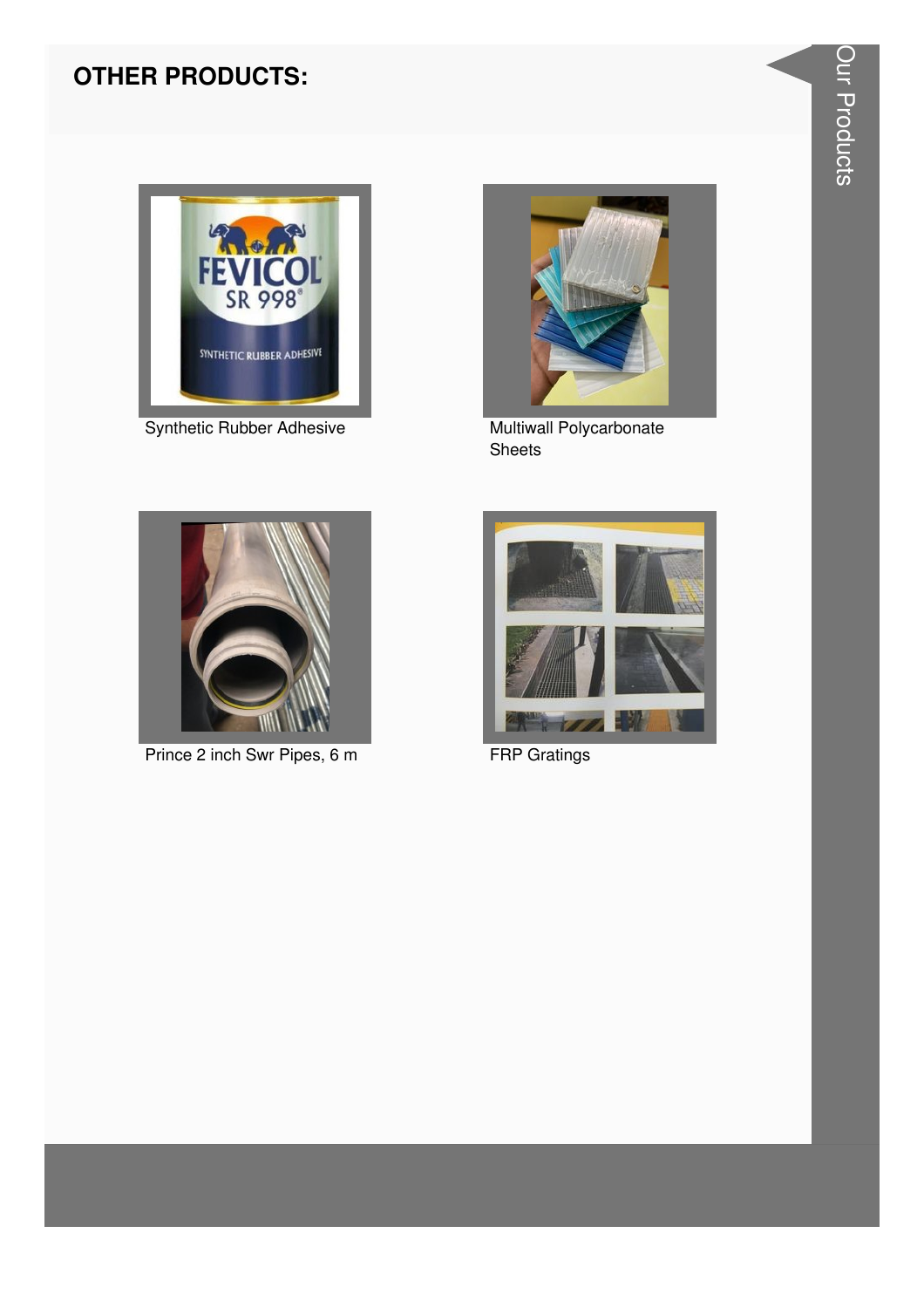## OTHER PRODUCTS:

Synthetic Rubber Adhesive

Multiwall Polycarbonate Sheets

Prince 2 inch Swr Pipes, 6 m

FRP Gratings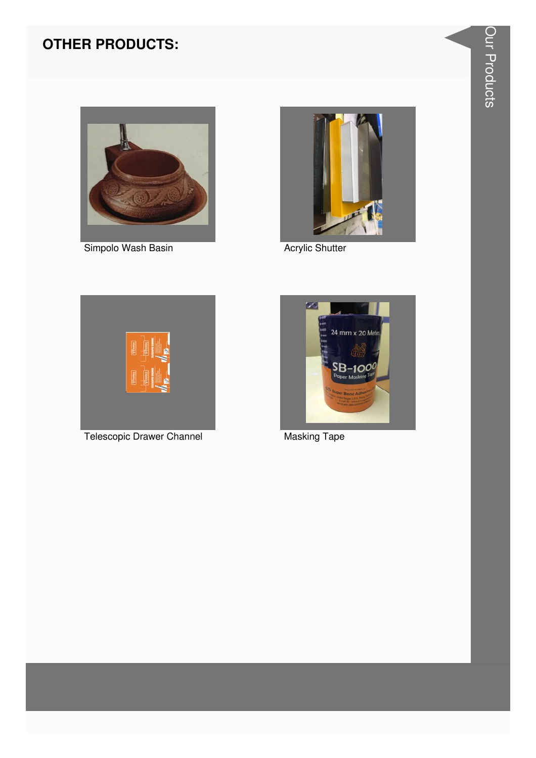## OTHER PRODUCTS:

Simpolo Wash Basin

Acrylic Shutter

Telescopic Drawer Channel

Masking Tape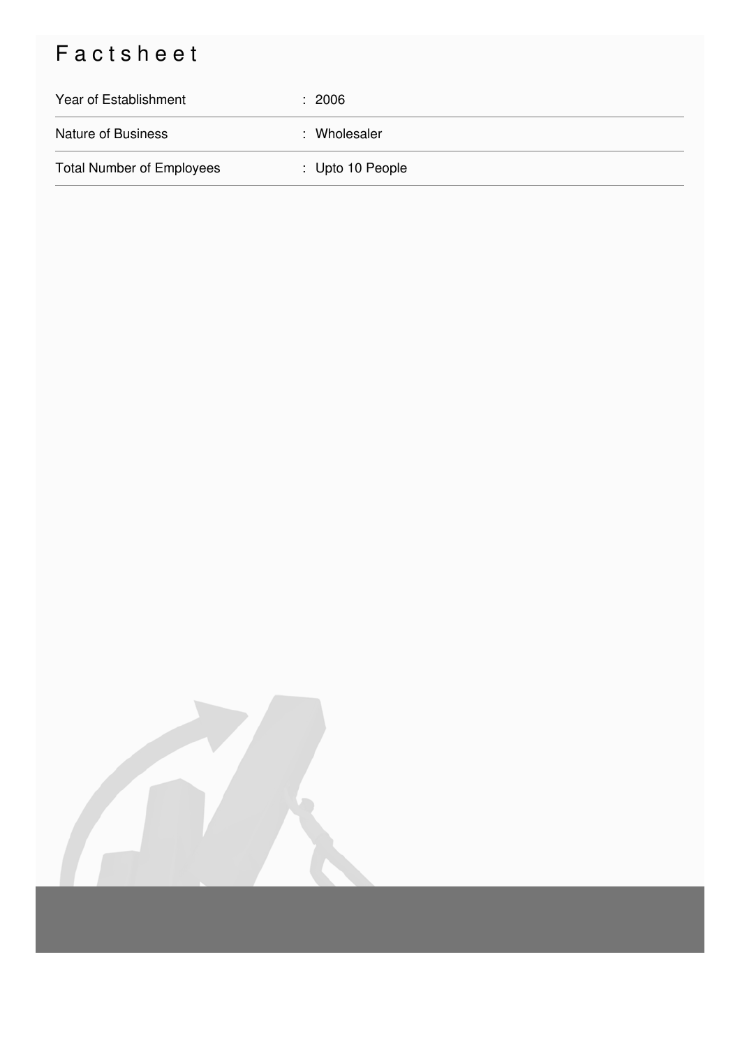# Factsheet

| | |
|---|---|
| Year of Establishment | : 2006 |
| Nature of Business | : Wholesaler |
| Total Number of Employees | : Upto 10 People |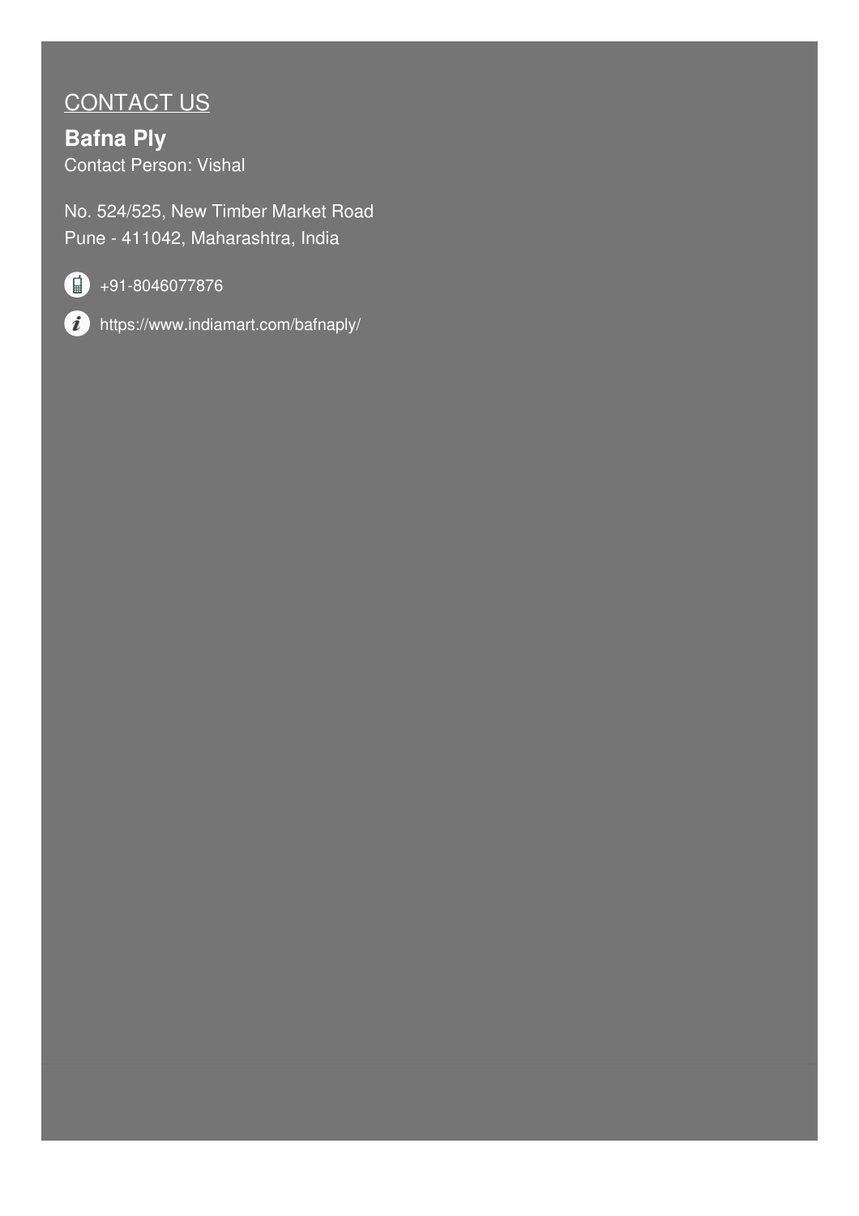## CONTACT US

**Bafna Ply**

Contact Person: Vishal

No. 524/525, New Timber Market Road
Pune - 411042, Maharashtra, India

+91-8046077876

https://www.indiamart.com/bafnaply/